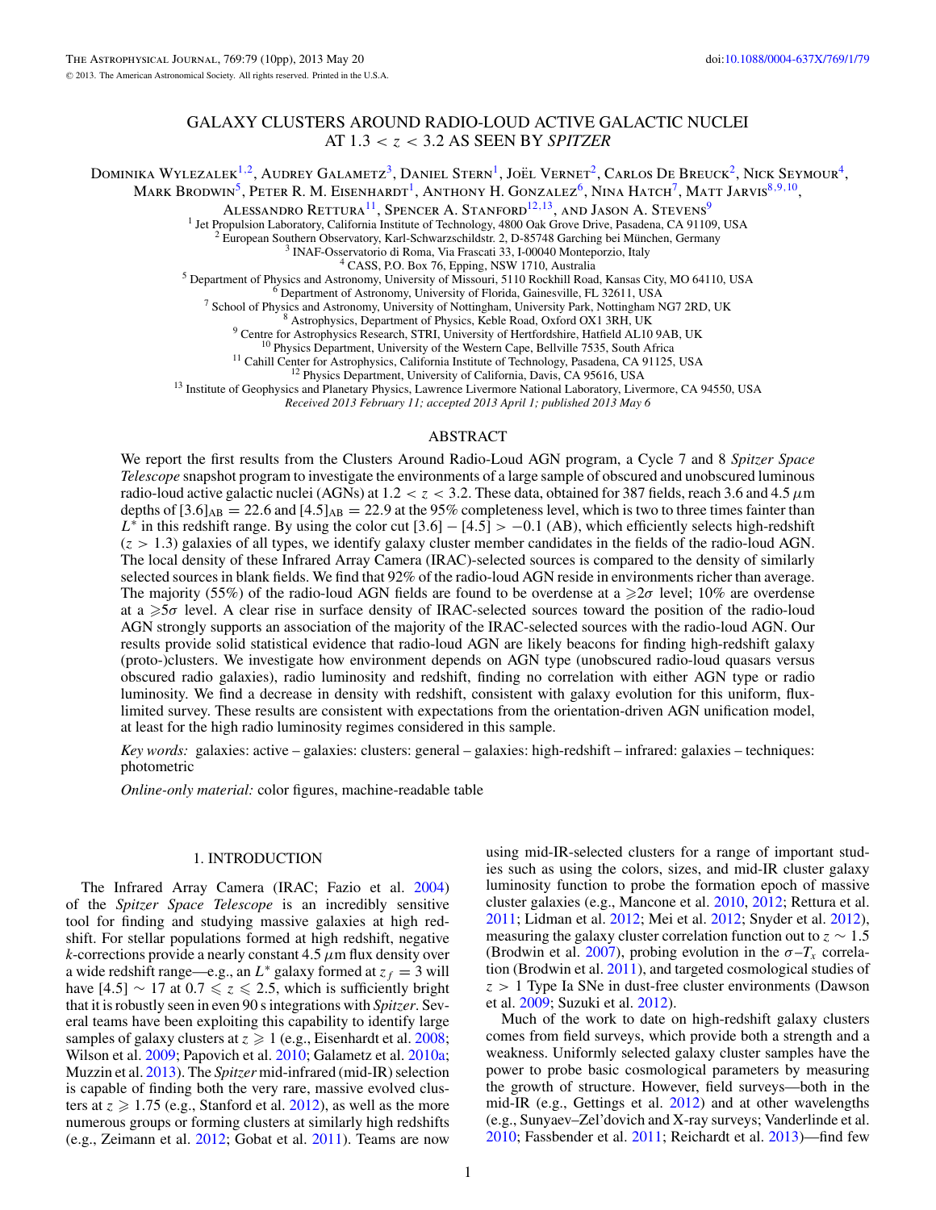# GALAXY CLUSTERS AROUND RADIO-LOUD ACTIVE GALACTIC NUCLEI AT $1.3 < z < 3.2$ AS SEEN BY *SPITZER*

Dominika Wylezalek[1,2], Audrey Galametz[3], Daniel Stern[1], Joël Vernet[2], Carlos De Breuck[2], Nick Seymour[4], Mark Brodwin[5], Peter R. M. Eisenhardt[1], Anthony H. Gonzalez[6], Nina Hatch[7], Matt Jarvis[8,9,10], Alessandro Rettura[11], Spencer A. Stanford[12,13], and Jason A. Stevens[9]

[1] Jet Propulsion Laboratory, California Institute of Technology, 4800 Oak Grove Drive, Pasadena, CA 91109, USA
[2] European Southern Observatory, Karl-Schwarzschildstr. 2, D-85748 Garching bei München, Germany
[3] INAF-Osservatorio di Roma, Via Frascati 33, I-00040 Monteporzio, Italy
[4] CASS, P.O. Box 76, Epping, NSW 1710, Australia
[5] Department of Physics and Astronomy, University of Missouri, 5110 Rockhill Road, Kansas City, MO 64110, USA
[6] Department of Astronomy, University of Florida, Gainesville, FL 32611, USA
[7] School of Physics and Astronomy, University of Nottingham, University Park, Nottingham NG7 2RD, UK
[8] Astrophysics, Department of Physics, Keble Road, Oxford OX1 3RH, UK
[9] Centre for Astrophysics Research, STRI, University of Hertfordshire, Hatfield AL10 9AB, UK
[10] Physics Department, University of the Western Cape, Bellville 7535, South Africa
[11] Cahill Center for Astrophysics, California Institute of Technology, Pasadena, CA 91125, USA
[12] Physics Department, University of California, Davis, CA 95616, USA
[13] Institute of Geophysics and Planetary Physics, Lawrence Livermore National Laboratory, Livermore, CA 94550, USA

*Received 2013 February 11; accepted 2013 April 1; published 2013 May 6*

## ABSTRACT

We report the first results from the Clusters Around Radio-Loud AGN program, a Cycle 7 and 8 *Spitzer Space Telescope* snapshot program to investigate the environments of a large sample of obscured and unobscured luminous radio-loud active galactic nuclei (AGNs) at $1.2 < z < 3.2$. These data, obtained for 387 fields, reach 3.6 and 4.5 $\mu$m depths of $[3.6]_{\rm AB} = 22.6$ and $[4.5]_{\rm AB} = 22.9$ at the 95% completeness level, which is two to three times fainter than $L^*$ in this redshift range. By using the color cut $[3.6] - [4.5] > -0.1$ (AB), which efficiently selects high-redshift ($z > 1.3$) galaxies of all types, we identify galaxy cluster member candidates in the fields of the radio-loud AGN. The local density of these Infrared Array Camera (IRAC)-selected sources is compared to the density of similarly selected sources in blank fields. We find that 92% of the radio-loud AGN reside in environments richer than average. The majority (55%) of the radio-loud AGN fields are found to be overdense at a $\geqslant 2\sigma$ level; 10% are overdense at a $\geqslant 5\sigma$ level. A clear rise in surface density of IRAC-selected sources toward the position of the radio-loud AGN strongly supports an association of the majority of the IRAC-selected sources with the radio-loud AGN. Our results provide solid statistical evidence that radio-loud AGN are likely beacons for finding high-redshift galaxy (proto-)clusters. We investigate how environment depends on AGN type (unobscured radio-loud quasars versus obscured radio galaxies), radio luminosity and redshift, finding no correlation with either AGN type or radio luminosity. We find a decrease in density with redshift, consistent with galaxy evolution for this uniform, flux-limited survey. These results are consistent with expectations from the orientation-driven AGN unification model, at least for the high radio luminosity regimes considered in this sample.

*Key words:* galaxies: active – galaxies: clusters: general – galaxies: high-redshift – infrared: galaxies – techniques: photometric

*Online-only material:* color figures, machine-readable table

## 1. INTRODUCTION

The Infrared Array Camera (IRAC; Fazio et al. 2004) of the *Spitzer Space Telescope* is an incredibly sensitive tool for finding and studying massive galaxies at high redshift. For stellar populations formed at high redshift, negative $k$-corrections provide a nearly constant 4.5 $\mu$m flux density over a wide redshift range—e.g., an $L^*$ galaxy formed at $z_f = 3$ will have $[4.5] \sim 17$ at $0.7 \leqslant z \leqslant 2.5$, which is sufficiently bright that it is robustly seen in even 90 s integrations with *Spitzer*. Several teams have been exploiting this capability to identify large samples of galaxy clusters at $z \geqslant 1$ (e.g., Eisenhardt et al. 2008; Wilson et al. 2009; Papovich et al. 2010; Galametz et al. 2010a; Muzzin et al. 2013). The *Spitzer* mid-infrared (mid-IR) selection is capable of finding both the rare, massive evolved clusters at $z \geqslant 1.75$ (e.g., Stanford et al. 2012), as well as the more numerous groups or forming clusters at similarly high redshifts (e.g., Zeimann et al. 2012; Gobat et al. 2011). Teams are now using mid-IR-selected clusters for a range of important studies such as using the colors, sizes, and mid-IR cluster galaxy luminosity function to probe the formation epoch of massive cluster galaxies (e.g., Mancone et al. 2010, 2012; Rettura et al. 2011; Lidman et al. 2012; Mei et al. 2012; Snyder et al. 2012), measuring the galaxy cluster correlation function out to $z \sim 1.5$ (Brodwin et al. 2007), probing evolution in the $\sigma$–$T_x$ correlation (Brodwin et al. 2011), and targeted cosmological studies of $z > 1$ Type Ia SNe in dust-free cluster environments (Dawson et al. 2009; Suzuki et al. 2012).

Much of the work to date on high-redshift galaxy clusters comes from field surveys, which provide both a strength and a weakness. Uniformly selected galaxy cluster samples have the power to probe basic cosmological parameters by measuring the growth of structure. However, field surveys—both in the mid-IR (e.g., Gettings et al. 2012) and at other wavelengths (e.g., Sunyaev–Zel'dovich and X-ray surveys; Vanderlinde et al. 2010; Fassbender et al. 2011; Reichardt et al. 2013)—find few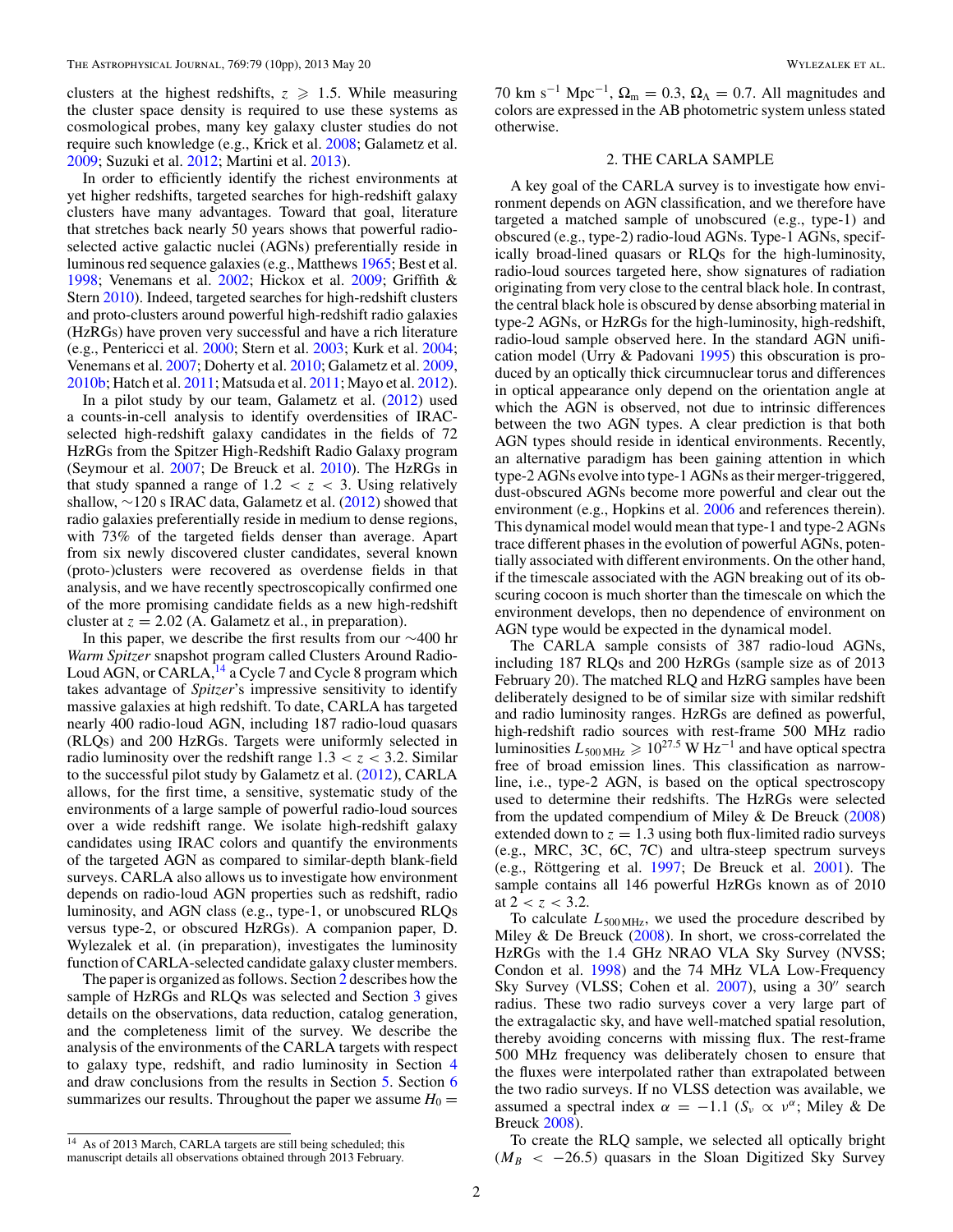clusters at the highest redshifts, $z \geqslant 1.5$. While measuring the cluster space density is required to use these systems as cosmological probes, many key galaxy cluster studies do not require such knowledge (e.g., Krick et al. 2008; Galametz et al. 2009; Suzuki et al. 2012; Martini et al. 2013).

In order to efficiently identify the richest environments at yet higher redshifts, targeted searches for high-redshift galaxy clusters have many advantages. Toward that goal, literature that stretches back nearly 50 years shows that powerful radio-selected active galactic nuclei (AGNs) preferentially reside in luminous red sequence galaxies (e.g., Matthews 1965; Best et al. 1998; Venemans et al. 2002; Hickox et al. 2009; Griffith & Stern 2010). Indeed, targeted searches for high-redshift clusters and proto-clusters around powerful high-redshift radio galaxies (HzRGs) have proven very successful and have a rich literature (e.g., Pentericci et al. 2000; Stern et al. 2003; Kurk et al. 2004; Venemans et al. 2007; Doherty et al. 2010; Galametz et al. 2009, 2010b; Hatch et al. 2011; Matsuda et al. 2011; Mayo et al. 2012).

In a pilot study by our team, Galametz et al. (2012) used a counts-in-cell analysis to identify overdensities of IRAC-selected high-redshift galaxy candidates in the fields of 72 HzRGs from the Spitzer High-Redshift Radio Galaxy program (Seymour et al. 2007; De Breuck et al. 2010). The HzRGs in that study spanned a range of $1.2 < z < 3$. Using relatively shallow, ~120 s IRAC data, Galametz et al. (2012) showed that radio galaxies preferentially reside in medium to dense regions, with 73% of the targeted fields denser than average. Apart from six newly discovered cluster candidates, several known (proto-)clusters were recovered as overdense fields in that analysis, and we have recently spectroscopically confirmed one of the more promising candidate fields as a new high-redshift cluster at $z = 2.02$ (A. Galametz et al., in preparation).

In this paper, we describe the first results from our ~400 hr *Warm Spitzer* snapshot program called Clusters Around Radio-Loud AGN, or CARLA,[14] a Cycle 7 and Cycle 8 program which takes advantage of *Spitzer*'s impressive sensitivity to identify massive galaxies at high redshift. To date, CARLA has targeted nearly 400 radio-loud AGN, including 187 radio-loud quasars (RLQs) and 200 HzRGs. Targets were uniformly selected in radio luminosity over the redshift range $1.3 < z < 3.2$. Similar to the successful pilot study by Galametz et al. (2012), CARLA allows, for the first time, a sensitive, systematic study of the environments of a large sample of powerful radio-loud sources over a wide redshift range. We isolate high-redshift galaxy candidates using IRAC colors and quantify the environments of the targeted AGN as compared to similar-depth blank-field surveys. CARLA also allows us to investigate how environment depends on radio-loud AGN properties such as redshift, radio luminosity, and AGN class (e.g., type-1, or unobscured RLQs versus type-2, or obscured HzRGs). A companion paper, D. Wylezalek et al. (in preparation), investigates the luminosity function of CARLA-selected candidate galaxy cluster members.

The paper is organized as follows. Section 2 describes how the sample of HzRGs and RLQs was selected and Section 3 gives details on the observations, data reduction, catalog generation, and the completeness limit of the survey. We describe the analysis of the environments of the CARLA targets with respect to galaxy type, redshift, and radio luminosity in Section 4 and draw conclusions from the results in Section 5. Section 6 summarizes our results. Throughout the paper we assume $H_0 = 70$ km s$^{-1}$ Mpc$^{-1}$, $\Omega_m = 0.3$, $\Omega_\Lambda = 0.7$. All magnitudes and colors are expressed in the AB photometric system unless stated otherwise.

## 2. THE CARLA SAMPLE

A key goal of the CARLA survey is to investigate how environment depends on AGN classification, and we therefore have targeted a matched sample of unobscured (e.g., type-1) and obscured (e.g., type-2) radio-loud AGNs. Type-1 AGNs, specifically broad-lined quasars or RLQs for the high-luminosity, radio-loud sources targeted here, show signatures of radiation originating from very close to the central black hole. In contrast, the central black hole is obscured by dense absorbing material in type-2 AGNs, or HzRGs for the high-luminosity, high-redshift, radio-loud sample observed here. In the standard AGN unification model (Urry & Padovani 1995) this obscuration is produced by an optically thick circumnuclear torus and differences in optical appearance only depend on the orientation angle at which the AGN is observed, not due to intrinsic differences between the two AGN types. A clear prediction is that both AGN types should reside in identical environments. Recently, an alternative paradigm has been gaining attention in which type-2 AGNs evolve into type-1 AGNs as their merger-triggered, dust-obscured AGNs become more powerful and clear out the environment (e.g., Hopkins et al. 2006 and references therein). This dynamical model would mean that type-1 and type-2 AGNs trace different phases in the evolution of powerful AGNs, potentially associated with different environments. On the other hand, if the timescale associated with the AGN breaking out of its obscuring cocoon is much shorter than the timescale on which the environment develops, then no dependence of environment on AGN type would be expected in the dynamical model.

The CARLA sample consists of 387 radio-loud AGNs, including 187 RLQs and 200 HzRGs (sample size as of 2013 February 20). The matched RLQ and HzRG samples have been deliberately designed to be of similar size with similar redshift and radio luminosity ranges. HzRGs are defined as powerful, high-redshift radio sources with rest-frame 500 MHz radio luminosities $L_{500\,\mathrm{MHz}} \geqslant 10^{27.5}$ W Hz$^{-1}$ and have optical spectra free of broad emission lines. This classification as narrow-line, i.e., type-2 AGN, is based on the optical spectroscopy used to determine their redshifts. The HzRGs were selected from the updated compendium of Miley & De Breuck (2008) extended down to $z = 1.3$ using both flux-limited radio surveys (e.g., MRC, 3C, 6C, 7C) and ultra-steep spectrum surveys (e.g., Röttgering et al. 1997; De Breuck et al. 2001). The sample contains all 146 powerful HzRGs known as of 2010 at $2 < z < 3.2$.

To calculate $L_{500\,\mathrm{MHz}}$, we used the procedure described by Miley & De Breuck (2008). In short, we cross-correlated the HzRGs with the 1.4 GHz NRAO VLA Sky Survey (NVSS; Condon et al. 1998) and the 74 MHz VLA Low-Frequency Sky Survey (VLSS; Cohen et al. 2007), using a 30″ search radius. These two radio surveys cover a very large part of the extragalactic sky, and have well-matched spatial resolution, thereby avoiding concerns with missing flux. The rest-frame 500 MHz frequency was deliberately chosen to ensure that the fluxes were interpolated rather than extrapolated between the two radio surveys. If no VLSS detection was available, we assumed a spectral index $\alpha = -1.1$ ($S_\nu \propto \nu^\alpha$; Miley & De Breuck 2008).

To create the RLQ sample, we selected all optically bright ($M_B < -26.5$) quasars in the Sloan Digitized Sky Survey

[14] As of 2013 March, CARLA targets are still being scheduled; this manuscript details all observations obtained through 2013 February.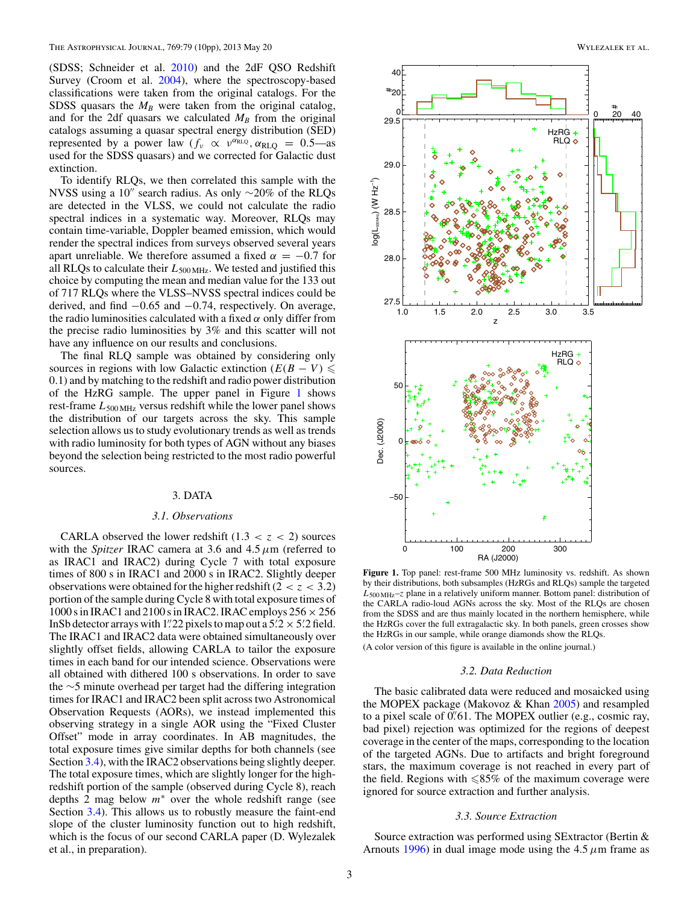(SDSS; Schneider et al. 2010) and the 2dF QSO Redshift Survey (Croom et al. 2004), where the spectroscopy-based classifications were taken from the original catalogs. For the SDSS quasars the $M_B$ were taken from the original catalog, and for the 2df quasars we calculated $M_B$ from the original catalogs assuming a quasar spectral energy distribution (SED) represented by a power law ($f_\nu \propto \nu^{\alpha_{\rm RLQ}}, \alpha_{\rm RLQ} = 0.5$—as used for the SDSS quasars) and we corrected for Galactic dust extinction.

To identify RLQs, we then correlated this sample with the NVSS using a 10″ search radius. As only ∼20% of the RLQs are detected in the VLSS, we could not calculate the radio spectral indices in a systematic way. Moreover, RLQs may contain time-variable, Doppler beamed emission, which would render the spectral indices from surveys observed several years apart unreliable. We therefore assumed a fixed $\alpha = -0.7$ for all RLQs to calculate their $L_{500\,\rm MHz}$. We tested and justified this choice by computing the mean and median value for the 133 out of 717 RLQs where the VLSS–NVSS spectral indices could be derived, and find −0.65 and −0.74, respectively. On average, the radio luminosities calculated with a fixed $\alpha$ only differ from the precise radio luminosities by 3% and this scatter will not have any influence on our results and conclusions.

The final RLQ sample was obtained by considering only sources in regions with low Galactic extinction ($E(B-V) \leqslant 0.1$) and by matching to the redshift and radio power distribution of the HzRG sample. The upper panel in Figure 1 shows rest-frame $L_{500\,\rm MHz}$ versus redshift while the lower panel shows the distribution of our targets across the sky. This sample selection allows us to study evolutionary trends as well as trends with radio luminosity for both types of AGN without any biases beyond the selection being restricted to the most radio powerful sources.

**Figure 1.** Top panel: rest-frame 500 MHz luminosity vs. redshift. As shown by their distributions, both subsamples (HzRGs and RLQs) sample the targeted $L_{500\,\rm MHz}$–$z$ plane in a relatively uniform manner. Bottom panel: distribution of the CARLA radio-loud AGNs across the sky. Most of the RLQs are chosen from the SDSS and are thus mainly located in the northern hemisphere, while the HzRGs cover the full extragalactic sky. In both panels, green crosses show the HzRGs in our sample, while orange diamonds show the RLQs.

(A color version of this figure is available in the online journal.)

## 3. DATA

### 3.1. Observations

CARLA observed the lower redshift ($1.3 < z < 2$) sources with the *Spitzer* IRAC camera at 3.6 and 4.5 $\mu$m (referred to as IRAC1 and IRAC2) during Cycle 7 with total exposure times of 800 s in IRAC1 and 2000 s in IRAC2. Slightly deeper observations were obtained for the higher redshift ($2 < z < 3.2$) portion of the sample during Cycle 8 with total exposure times of 1000 s in IRAC1 and 2100 s in IRAC2. IRAC employs 256 × 256 InSb detector arrays with 1.″22 pixels to map out a 5.′2 × 5.′2 field. The IRAC1 and IRAC2 data were obtained simultaneously over slightly offset fields, allowing CARLA to tailor the exposure times in each band for our intended science. Observations were all obtained with dithered 100 s observations. In order to save the ∼5 minute overhead per target had the differing integration times for IRAC1 and IRAC2 been split across two Astronomical Observation Requests (AORs), we instead implemented this observing strategy in a single AOR using the "Fixed Cluster Offset" mode in array coordinates. In AB magnitudes, the total exposure times give similar depths for both channels (see Section 3.4), with the IRAC2 observations being slightly deeper. The total exposure times, which are slightly longer for the high-redshift portion of the sample (observed during Cycle 8), reach depths 2 mag below $m^*$ over the whole redshift range (see Section 3.4). This allows us to robustly measure the faint-end slope of the cluster luminosity function out to high redshift, which is the focus of our second CARLA paper (D. Wylezalek et al., in preparation).

### 3.2. Data Reduction

The basic calibrated data were reduced and mosaicked using the MOPEX package (Makovoz & Khan 2005) and resampled to a pixel scale of 0.″61. The MOPEX outlier (e.g., cosmic ray, bad pixel) rejection was optimized for the regions of deepest coverage in the center of the maps, corresponding to the location of the targeted AGNs. Due to artifacts and bright foreground stars, the maximum coverage is not reached in every part of the field. Regions with ⩽85% of the maximum coverage were ignored for source extraction and further analysis.

### 3.3. Source Extraction

Source extraction was performed using SExtractor (Bertin & Arnouts 1996) in dual image mode using the 4.5 $\mu$m frame as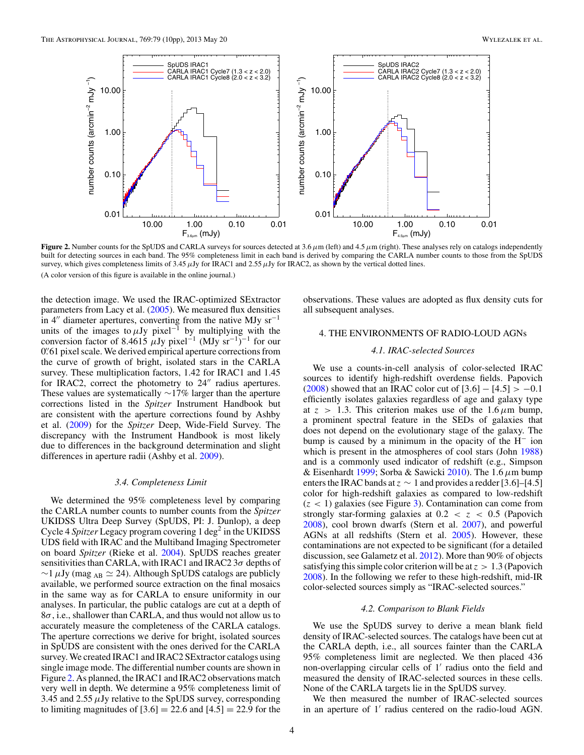**Figure 2.** Number counts for the SpUDS and CARLA surveys for sources detected at 3.6 $\mu$m (left) and 4.5 $\mu$m (right). These analyses rely on catalogs independently built for detecting sources in each band. The 95% completeness limit in each band is derived by comparing the CARLA number counts to those from the SpUDS survey, which gives completeness limits of 3.45 $\mu$Jy for IRAC1 and 2.55 $\mu$Jy for IRAC2, as shown by the vertical dotted lines.

(A color version of this figure is available in the online journal.)

the detection image. We used the IRAC-optimized SExtractor parameters from Lacy et al. (2005). We measured flux densities in 4″ diameter apertures, converting from the native MJy sr$^{-1}$ units of the images to $\mu$Jy pixel$^{-1}$ by multiplying with the conversion factor of 8.4615 $\mu$Jy pixel$^{-1}$ (MJy sr$^{-1}$)$^{-1}$ for our 0.″61 pixel scale. We derived empirical aperture corrections from the curve of growth of bright, isolated stars in the CARLA survey. These multiplication factors, 1.42 for IRAC1 and 1.45 for IRAC2, correct the photometry to 24″ radius apertures. These values are systematically ∼17% larger than the aperture corrections listed in the *Spitzer* Instrument Handbook but are consistent with the aperture corrections found by Ashby et al. (2009) for the *Spitzer* Deep, Wide-Field Survey. The discrepancy with the Instrument Handbook is most likely due to differences in the background determination and slight differences in aperture radii (Ashby et al. 2009).

### 3.4. Completeness Limit

We determined the 95% completeness level by comparing the CARLA number counts to number counts from the *Spitzer* UKIDSS Ultra Deep Survey (SpUDS, PI: J. Dunlop), a deep Cycle 4 *Spitzer* Legacy program covering 1 deg$^2$ in the UKIDSS UDS field with IRAC and the Multiband Imaging Spectrometer on board *Spitzer* (Rieke et al. 2004). SpUDS reaches greater sensitivities than CARLA, with IRAC1 and IRAC2 3$\sigma$ depths of ∼1 $\mu$Jy (mag$_{AB} \simeq 24$). Although SpUDS catalogs are publicly available, we performed source extraction on the final mosaics in the same way as for CARLA to ensure uniformity in our analyses. In particular, the public catalogs are cut at a depth of 8$\sigma$, i.e., shallower than CARLA, and thus would not allow us to accurately measure the completeness of the CARLA catalogs. The aperture corrections we derive for bright, isolated sources in SpUDS are consistent with the ones derived for the CARLA survey. We created IRAC1 and IRAC2 SExtractor catalogs using single image mode. The differential number counts are shown in Figure 2. As planned, the IRAC1 and IRAC2 observations match very well in depth. We determine a 95% completeness limit of 3.45 and 2.55 $\mu$Jy relative to the SpUDS survey, corresponding to limiting magnitudes of [3.6] = 22.6 and [4.5] = 22.9 for the observations. These values are adopted as flux density cuts for all subsequent analyses.

## 4. THE ENVIRONMENTS OF RADIO-LOUD AGNs

### 4.1. IRAC-selected Sources

We use a counts-in-cell analysis of color-selected IRAC sources to identify high-redshift overdense fields. Papovich (2008) showed that an IRAC color cut of $[3.6] - [4.5] > -0.1$ efficiently isolates galaxies regardless of age and galaxy type at $z > 1.3$. This criterion makes use of the 1.6 $\mu$m bump, a prominent spectral feature in the SEDs of galaxies that does not depend on the evolutionary stage of the galaxy. The bump is caused by a minimum in the opacity of the H$^-$ ion which is present in the atmospheres of cool stars (John 1988) and is a commonly used indicator of redshift (e.g., Simpson & Eisenhardt 1999; Sorba & Sawicki 2010). The 1.6 $\mu$m bump enters the IRAC bands at $z \sim 1$ and provides a redder [3.6]–[4.5] color for high-redshift galaxies as compared to low-redshift ($z < 1$) galaxies (see Figure 3). Contamination can come from strongly star-forming galaxies at $0.2 < z < 0.5$ (Papovich 2008), cool brown dwarfs (Stern et al. 2007), and powerful AGNs at all redshifts (Stern et al. 2005). However, these contaminations are not expected to be significant (for a detailed discussion, see Galametz et al. 2012). More than 90% of objects satisfying this simple color criterion will be at $z > 1.3$ (Papovich 2008). In the following we refer to these high-redshift, mid-IR color-selected sources simply as "IRAC-selected sources."

### 4.2. Comparison to Blank Fields

We use the SpUDS survey to derive a mean blank field density of IRAC-selected sources. The catalogs have been cut at the CARLA depth, i.e., all sources fainter than the CARLA 95% completeness limit are neglected. We then placed 436 non-overlapping circular cells of 1′ radius onto the field and measured the density of IRAC-selected sources in these cells. None of the CARLA targets lie in the SpUDS survey.

We then measured the number of IRAC-selected sources in an aperture of 1′ radius centered on the radio-loud AGN.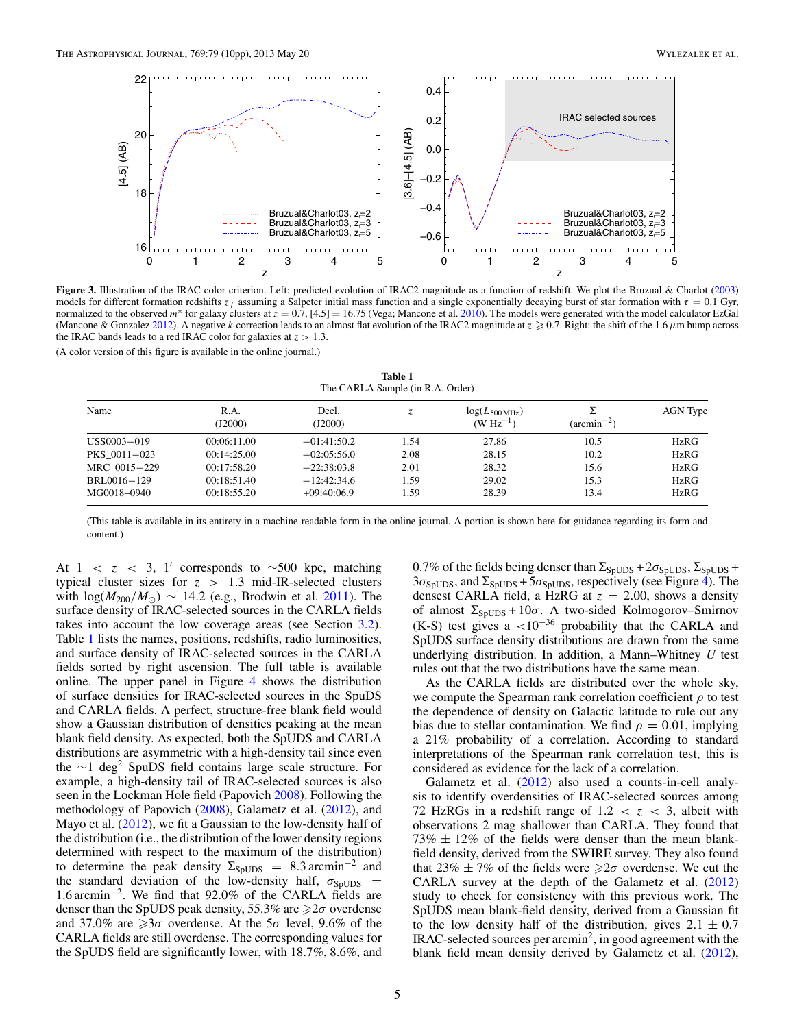**Figure 3.** Illustration of the IRAC color criterion. Left: predicted evolution of IRAC2 magnitude as a function of redshift. We plot the Bruzual & Charlot (2003) models for different formation redshifts $z_f$ assuming a Salpeter initial mass function and a single exponentially decaying burst of star formation with $\tau = 0.1$ Gyr, normalized to the observed $m^*$ for galaxy clusters at $z = 0.7$, $[4.5] = 16.75$ (Vega; Mancone et al. 2010). The models were generated with the model calculator EzGal (Mancone & Gonzalez 2012). A negative $k$-correction leads to an almost flat evolution of the IRAC2 magnitude at $z \geqslant 0.7$. Right: the shift of the 1.6 $\mu$m bump across the IRAC bands leads to a red IRAC color for galaxies at $z > 1.3$.

(A color version of this figure is available in the online journal.)

**Table 1**
The CARLA Sample (in R.A. Order)

| Name | R.A. (J2000) | Decl. (J2000) | $z$ | $\log(L_{500\,\mathrm{MHz}})$ (W Hz$^{-1}$) | $\Sigma$ (arcmin$^{-2}$) | AGN Type |
|---|---|---|---|---|---|---|
| USS0003−019 | 00:06:11.00 | −01:41:50.2 | 1.54 | 27.86 | 10.5 | HzRG |
| PKS_0011−023 | 00:14:25.00 | −02:05:56.0 | 2.08 | 28.15 | 10.2 | HzRG |
| MRC_0015−229 | 00:17:58.20 | −22:38:03.8 | 2.01 | 28.32 | 15.6 | HzRG |
| BRL0016−129 | 00:18:51.40 | −12:42:34.6 | 1.59 | 29.02 | 15.3 | HzRG |
| MG0018+0940 | 00:18:55.20 | +09:40:06.9 | 1.59 | 28.39 | 13.4 | HzRG |

(This table is available in its entirety in a machine-readable form in the online journal. A portion is shown here for guidance regarding its form and content.)

At $1 < z < 3$, 1′ corresponds to ∼500 kpc, matching typical cluster sizes for $z > 1.3$ mid-IR-selected clusters with $\log(M_{200}/M_\odot) \sim 14.2$ (e.g., Brodwin et al. 2011). The surface density of IRAC-selected sources in the CARLA fields takes into account the low coverage areas (see Section 3.2). Table 1 lists the names, positions, redshifts, radio luminosities, and surface density of IRAC-selected sources in the CARLA fields sorted by right ascension. The full table is available online. The upper panel in Figure 4 shows the distribution of surface densities for IRAC-selected sources in the SpuDS and CARLA fields. A perfect, structure-free blank field would show a Gaussian distribution of densities peaking at the mean blank field density. As expected, both the SpUDS and CARLA distributions are asymmetric with a high-density tail since even the ∼1 deg$^2$ SpuDS field contains large scale structure. For example, a high-density tail of IRAC-selected sources is also seen in the Lockman Hole field (Papovich 2008). Following the methodology of Papovich (2008), Galametz et al. (2012), and Mayo et al. (2012), we fit a Gaussian to the low-density half of the distribution (i.e., the distribution of the lower density regions determined with respect to the maximum of the distribution) to determine the peak density $\Sigma_{\mathrm{SpUDS}} = 8.3\,\mathrm{arcmin}^{-2}$ and the standard deviation of the low-density half, $\sigma_{\mathrm{SpUDS}} = 1.6\,\mathrm{arcmin}^{-2}$. We find that 92.0% of the CARLA fields are denser than the SpUDS peak density, 55.3% are $\geqslant 2\sigma$ overdense and 37.0% are $\geqslant 3\sigma$ overdense. At the $5\sigma$ level, 9.6% of the CARLA fields are still overdense. The corresponding values for the SpUDS field are significantly lower, with 18.7%, 8.6%, and 0.7% of the fields being denser than $\Sigma_{\mathrm{SpUDS}} + 2\sigma_{\mathrm{SpUDS}}$, $\Sigma_{\mathrm{SpUDS}} + 3\sigma_{\mathrm{SpUDS}}$, and $\Sigma_{\mathrm{SpUDS}} + 5\sigma_{\mathrm{SpUDS}}$, respectively (see Figure 4). The densest CARLA field, a HzRG at $z = 2.00$, shows a density of almost $\Sigma_{\mathrm{SpUDS}} + 10\sigma$. A two-sided Kolmogorov–Smirnov (K-S) test gives a $<10^{-36}$ probability that the CARLA and SpUDS surface density distributions are drawn from the same underlying distribution. In addition, a Mann–Whitney $U$ test rules out that the two distributions have the same mean.

As the CARLA fields are distributed over the whole sky, we compute the Spearman rank correlation coefficient $\rho$ to test the dependence of density on Galactic latitude to rule out any bias due to stellar contamination. We find $\rho = 0.01$, implying a 21% probability of a correlation. According to standard interpretations of the Spearman rank correlation test, this is considered as evidence for the lack of a correlation.

Galametz et al. (2012) also used a counts-in-cell analysis to identify overdensities of IRAC-selected sources among 72 HzRGs in a redshift range of $1.2 < z < 3$, albeit with observations 2 mag shallower than CARLA. They found that $73\% \pm 12\%$ of the fields were denser than the mean blank-field density, derived from the SWIRE survey. They also found that $23\% \pm 7\%$ of the fields were $\geqslant 2\sigma$ overdense. We cut the CARLA survey at the depth of the Galametz et al. (2012) study to check for consistency with this previous work. The SpUDS mean blank-field density, derived from a Gaussian fit to the low density half of the distribution, gives $2.1 \pm 0.7$ IRAC-selected sources per arcmin$^2$, in good agreement with the blank field mean density derived by Galametz et al. (2012),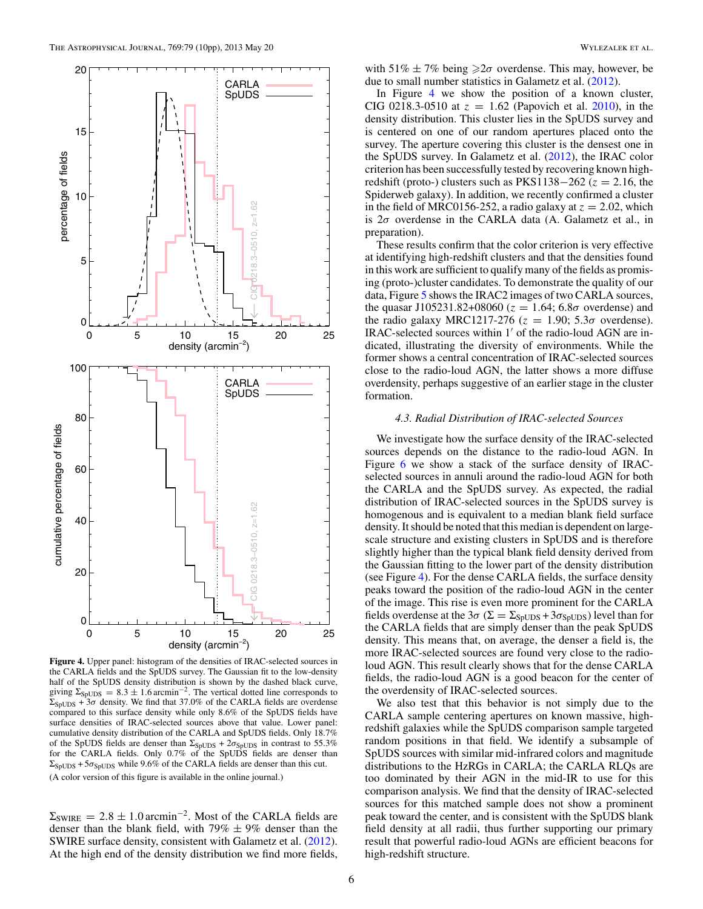**Figure 4.** Upper panel: histogram of the densities of IRAC-selected sources in the CARLA fields and the SpUDS survey. The Gaussian fit to the low-density half of the SpUDS density distribution is shown by the dashed black curve, giving $\Sigma_{\rm SpUDS} = 8.3 \pm 1.6\,{\rm arcmin}^{-2}$. The vertical dotted line corresponds to $\Sigma_{\rm SpUDS} + 3\sigma$ density. We find that 37.0% of the CARLA fields are overdense compared to this surface density while only 8.6% of the SpUDS fields have surface densities of IRAC-selected sources above that value. Lower panel: cumulative density distribution of the CARLA and SpUDS fields. Only 18.7% of the SpUDS fields are denser than $\Sigma_{\rm SpUDS} + 2\sigma_{\rm SpUDS}$ in contrast to 55.3% for the CARLA fields. Only 0.7% of the SpUDS fields are denser than $\Sigma_{\rm SpUDS} + 5\sigma_{\rm SpUDS}$ while 9.6% of the CARLA fields are denser than this cut.

(A color version of this figure is available in the online journal.)

$\Sigma_{\rm SWIRE} = 2.8 \pm 1.0\,{\rm arcmin}^{-2}$. Most of the CARLA fields are denser than the blank field, with 79% ± 9% denser than the SWIRE surface density, consistent with Galametz et al. (2012). At the high end of the density distribution we find more fields, with 51% ± 7% being $\geqslant 2\sigma$ overdense. This may, however, be due to small number statistics in Galametz et al. (2012).

In Figure 4 we show the position of a known cluster, CIG 0218.3-0510 at $z = 1.62$ (Papovich et al. 2010), in the density distribution. This cluster lies in the SpUDS survey and is centered on one of our random apertures placed onto the survey. The aperture covering this cluster is the densest one in the SpUDS survey. In Galametz et al. (2012), the IRAC color criterion has been successfully tested by recovering known high-redshift (proto-) clusters such as PKS1138−262 ($z = 2.16$, the Spiderweb galaxy). In addition, we recently confirmed a cluster in the field of MRC0156-252, a radio galaxy at $z = 2.02$, which is $2\sigma$ overdense in the CARLA data (A. Galametz et al., in preparation).

These results confirm that the color criterion is very effective at identifying high-redshift clusters and that the densities found in this work are sufficient to qualify many of the fields as promising (proto-)cluster candidates. To demonstrate the quality of our data, Figure 5 shows the IRAC2 images of two CARLA sources, the quasar J105231.82+08060 ($z = 1.64$; $6.8\sigma$ overdense) and the radio galaxy MRC1217-276 ($z = 1.90$; $5.3\sigma$ overdense). IRAC-selected sources within 1′ of the radio-loud AGN are indicated, illustrating the diversity of environments. While the former shows a central concentration of IRAC-selected sources close to the radio-loud AGN, the latter shows a more diffuse overdensity, perhaps suggestive of an earlier stage in the cluster formation.

### *4.3. Radial Distribution of IRAC-selected Sources*

We investigate how the surface density of the IRAC-selected sources depends on the distance to the radio-loud AGN. In Figure 6 we show a stack of the surface density of IRAC-selected sources in annuli around the radio-loud AGN for both the CARLA and the SpUDS survey. As expected, the radial distribution of IRAC-selected sources in the SpUDS survey is homogenous and is equivalent to a median blank field surface density. It should be noted that this median is dependent on large-scale structure and existing clusters in SpUDS and is therefore slightly higher than the typical blank field density derived from the Gaussian fitting to the lower part of the density distribution (see Figure 4). For the dense CARLA fields, the surface density peaks toward the position of the radio-loud AGN in the center of the image. This rise is even more prominent for the CARLA fields overdense at the $3\sigma$ ($\Sigma = \Sigma_{\rm SpUDS} + 3\sigma_{\rm SpUDS}$) level than for the CARLA fields that are simply denser than the peak SpUDS density. This means that, on average, the denser a field is, the more IRAC-selected sources are found very close to the radio-loud AGN. This result clearly shows that for the dense CARLA fields, the radio-loud AGN is a good beacon for the center of the overdensity of IRAC-selected sources.

We also test that this behavior is not simply due to the CARLA sample centering apertures on known massive, high-redshift galaxies while the SpUDS comparison sample targeted random positions in that field. We identify a subsample of SpUDS sources with similar mid-infrared colors and magnitude distributions to the HzRGs in CARLA; the CARLA RLQs are too dominated by their AGN in the mid-IR to use for this comparison analysis. We find that the density of IRAC-selected sources for this matched sample does not show a prominent peak toward the center, and is consistent with the SpUDS blank field density at all radii, thus further supporting our primary result that powerful radio-loud AGNs are efficient beacons for high-redshift structure.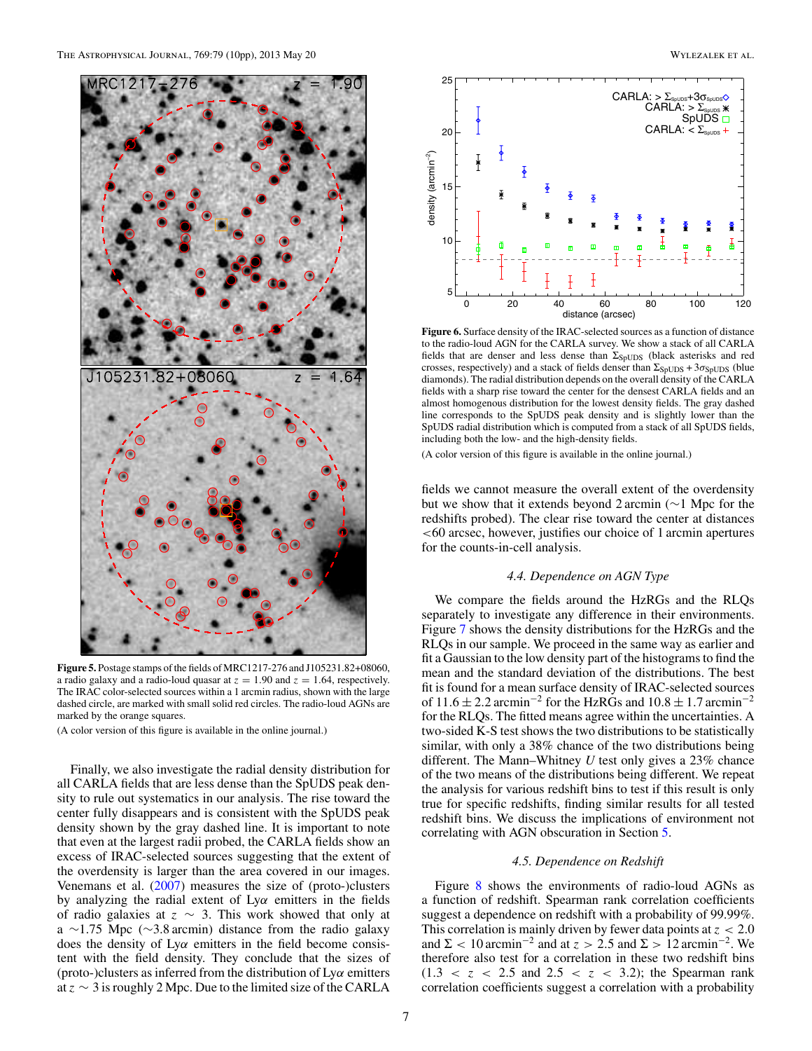**Figure 5.** Postage stamps of the fields of MRC1217-276 and J105231.82+08060, a radio galaxy and a radio-loud quasar at $z = 1.90$ and $z = 1.64$, respectively. The IRAC color-selected sources within a 1 arcmin radius, shown with the large dashed circle, are marked with small solid red circles. The radio-loud AGNs are marked by the orange squares.

(A color version of this figure is available in the online journal.)

Finally, we also investigate the radial density distribution for all CARLA fields that are less dense than the SpUDS peak density to rule out systematics in our analysis. The rise toward the center fully disappears and is consistent with the SpUDS peak density shown by the gray dashed line. It is important to note that even at the largest radii probed, the CARLA fields show an excess of IRAC-selected sources suggesting that the extent of the overdensity is larger than the area covered in our images. Venemans et al. (2007) measures the size of (proto-)clusters by analyzing the radial extent of Ly$\alpha$ emitters in the fields of radio galaxies at $z \sim 3$. This work showed that only at a ∼1.75 Mpc (∼3.8 arcmin) distance from the radio galaxy does the density of Ly$\alpha$ emitters in the field become consistent with the field density. They conclude that the sizes of (proto-)clusters as inferred from the distribution of Ly$\alpha$ emitters at $z \sim 3$ is roughly 2 Mpc. Due to the limited size of the CARLA fields we cannot measure the overall extent of the overdensity but we show that it extends beyond 2 arcmin (∼1 Mpc for the redshifts probed). The clear rise toward the center at distances <60 arcsec, however, justifies our choice of 1 arcmin apertures for the counts-in-cell analysis.

**Figure 6.** Surface density of the IRAC-selected sources as a function of distance to the radio-loud AGN for the CARLA survey. We show a stack of all CARLA fields that are denser and less dense than $\Sigma_{\rm SpUDS}$ (black asterisks and red crosses, respectively) and a stack of fields denser than $\Sigma_{\rm SpUDS} + 3\sigma_{\rm SpUDS}$ (blue diamonds). The radial distribution depends on the overall density of the CARLA fields with a sharp rise toward the center for the densest CARLA fields and an almost homogenous distribution for the lowest density fields. The gray dashed line corresponds to the SpUDS peak density and is slightly lower than the SpUDS radial distribution which is computed from a stack of all SpUDS fields, including both the low- and the high-density fields.

(A color version of this figure is available in the online journal.)

### 4.4. Dependence on AGN Type

We compare the fields around the HzRGs and the RLQs separately to investigate any difference in their environments. Figure 7 shows the density distributions for the HzRGs and the RLQs in our sample. We proceed in the same way as earlier and fit a Gaussian to the low density part of the histograms to find the mean and the standard deviation of the distributions. The best fit is found for a mean surface density of IRAC-selected sources of $11.6 \pm 2.2$ arcmin$^{-2}$ for the HzRGs and $10.8 \pm 1.7$ arcmin$^{-2}$ for the RLQs. The fitted means agree within the uncertainties. A two-sided K-S test shows the two distributions to be statistically similar, with only a 38% chance of the two distributions being different. The Mann–Whitney $U$ test only gives a 23% chance of the two means of the distributions being different. We repeat the analysis for various redshift bins to test if this result is only true for specific redshifts, finding similar results for all tested redshift bins. We discuss the implications of environment not correlating with AGN obscuration in Section 5.

### 4.5. Dependence on Redshift

Figure 8 shows the environments of radio-loud AGNs as a function of redshift. Spearman rank correlation coefficients suggest a dependence on redshift with a probability of 99.99%. This correlation is mainly driven by fewer data points at $z < 2.0$ and $\Sigma < 10$ arcmin$^{-2}$ and at $z > 2.5$ and $\Sigma > 12$ arcmin$^{-2}$. We therefore also test for a correlation in these two redshift bins ($1.3 < z < 2.5$ and $2.5 < z < 3.2$); the Spearman rank correlation coefficients suggest a correlation with a probability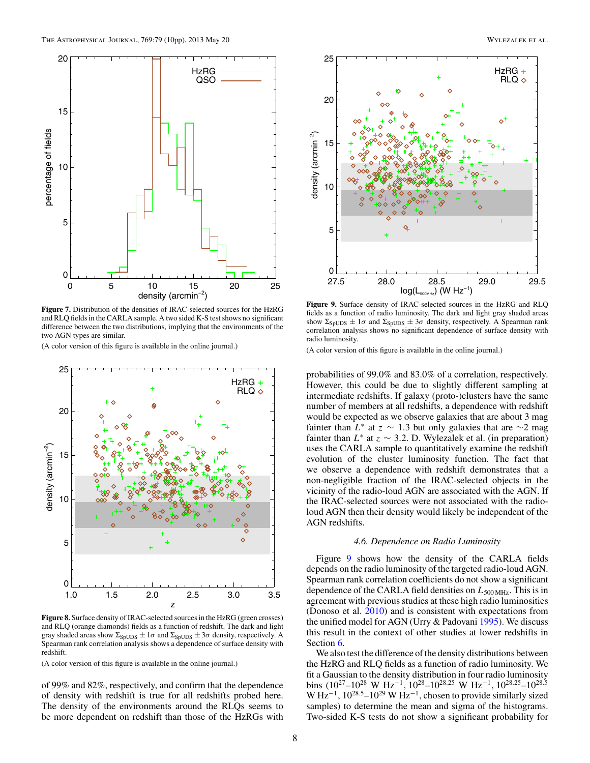**Figure 7.** Distribution of the densities of IRAC-selected sources for the HzRG and RLQ fields in the CARLA sample. A two sided K-S test shows no significant difference between the two distributions, implying that the environments of the two AGN types are similar.

(A color version of this figure is available in the online journal.)

**Figure 8.** Surface density of IRAC-selected sources in the HzRG (green crosses) and RLQ (orange diamonds) fields as a function of redshift. The dark and light gray shaded areas show $\Sigma_{\rm SpUDS} \pm 1\sigma$ and $\Sigma_{\rm SpUDS} \pm 3\sigma$ density, respectively. A Spearman rank correlation analysis shows a dependence of surface density with redshift.

(A color version of this figure is available in the online journal.)

of 99% and 82%, respectively, and confirm that the dependence of density with redshift is true for all redshifts probed here. The density of the environments around the RLQs seems to be more dependent on redshift than those of the HzRGs with

**Figure 9.** Surface density of IRAC-selected sources in the HzRG and RLQ fields as a function of radio luminosity. The dark and light gray shaded areas show $\Sigma_{\rm SpUDS} \pm 1\sigma$ and $\Sigma_{\rm SpUDS} \pm 3\sigma$ density, respectively. A Spearman rank correlation analysis shows no significant dependence of surface density with radio luminosity.

(A color version of this figure is available in the online journal.)

probabilities of 99.0% and 83.0% of a correlation, respectively. However, this could be due to slightly different sampling at intermediate redshifts. If galaxy (proto-)clusters have the same number of members at all redshifts, a dependence with redshift would be expected as we observe galaxies that are about 3 mag fainter than $L^*$ at $z \sim 1.3$ but only galaxies that are $\sim$2 mag fainter than $L^*$ at $z \sim 3.2$. D. Wylezalek et al. (in preparation) uses the CARLA sample to quantitatively examine the redshift evolution of the cluster luminosity function. The fact that we observe a dependence with redshift demonstrates that a non-negligible fraction of the IRAC-selected objects in the vicinity of the radio-loud AGN are associated with the AGN. If the IRAC-selected sources were not associated with the radio-loud AGN then their density would likely be independent of the AGN redshifts.

### *4.6. Dependence on Radio Luminosity*

Figure 9 shows how the density of the CARLA fields depends on the radio luminosity of the targeted radio-loud AGN. Spearman rank correlation coefficients do not show a significant dependence of the CARLA field densities on $L_{500\,{\rm MHz}}$. This is in agreement with previous studies at these high radio luminosities (Donoso et al. 2010) and is consistent with expectations from the unified model for AGN (Urry & Padovani 1995). We discuss this result in the context of other studies at lower redshifts in Section 6.

We also test the difference of the density distributions between the HzRG and RLQ fields as a function of radio luminosity. We fit a Gaussian to the density distribution in four radio luminosity bins ($10^{27}$–$10^{28}$ W Hz$^{-1}$, $10^{28}$–$10^{28.25}$ W Hz$^{-1}$, $10^{28.25}$–$10^{28.5}$ W Hz$^{-1}$, $10^{28.5}$–$10^{29}$ W Hz$^{-1}$, chosen to provide similarly sized samples) to determine the mean and sigma of the histograms. Two-sided K-S tests do not show a significant probability for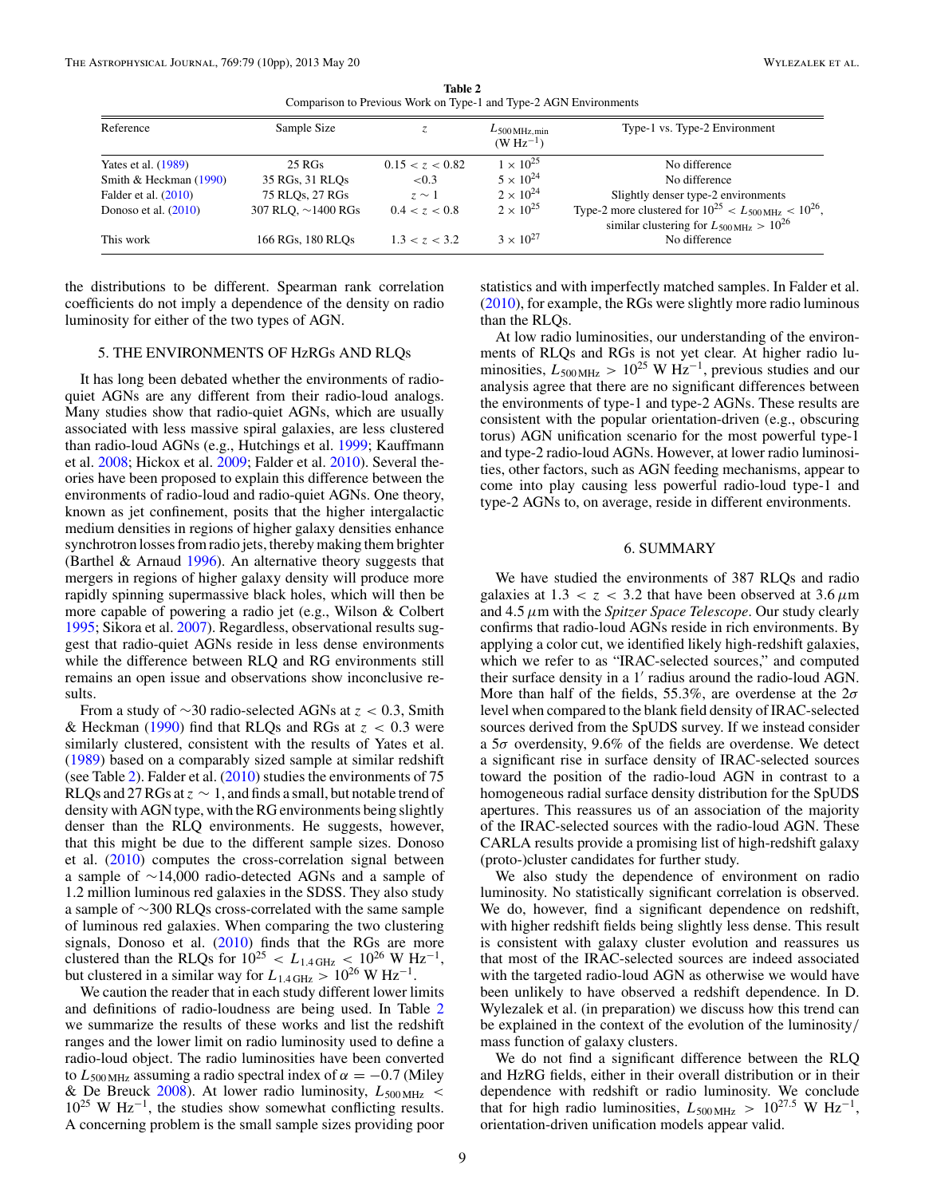**Table 2**
Comparison to Previous Work on Type-1 and Type-2 AGN Environments

| Reference | Sample Size | $z$ | $L_{500\,\mathrm{MHz,min}}$ ($\mathrm{W\,Hz^{-1}}$) | Type-1 vs. Type-2 Environment |
|---|---|---|---|---|
| Yates et al. (1989) | 25 RGs | $0.15 < z < 0.82$ | $1 \times 10^{25}$ | No difference |
| Smith & Heckman (1990) | 35 RGs, 31 RLQs | $<0.3$ | $5 \times 10^{24}$ | No difference |
| Falder et al. (2010) | 75 RLQs, 27 RGs | $z \sim 1$ | $2 \times 10^{24}$ | Slightly denser type-2 environments |
| Donoso et al. (2010) | 307 RLQ, ~1400 RGs | $0.4 < z < 0.8$ | $2 \times 10^{25}$ | Type-2 more clustered for $10^{25} < L_{500\,\mathrm{MHz}} < 10^{26}$, similar clustering for $L_{500\,\mathrm{MHz}} > 10^{26}$ |
| This work | 166 RGs, 180 RLQs | $1.3 < z < 3.2$ | $3 \times 10^{27}$ | No difference |

the distributions to be different. Spearman rank correlation coefficients do not imply a dependence of the density on radio luminosity for either of the two types of AGN.

## 5. THE ENVIRONMENTS OF HzRGs AND RLQs

It has long been debated whether the environments of radio-quiet AGNs are any different from their radio-loud analogs. Many studies show that radio-quiet AGNs, which are usually associated with less massive spiral galaxies, are less clustered than radio-loud AGNs (e.g., Hutchings et al. 1999; Kauffmann et al. 2008; Hickox et al. 2009; Falder et al. 2010). Several theories have been proposed to explain this difference between the environments of radio-loud and radio-quiet AGNs. One theory, known as jet confinement, posits that the higher intergalactic medium densities in regions of higher galaxy densities enhance synchrotron losses from radio jets, thereby making them brighter (Barthel & Arnaud 1996). An alternative theory suggests that mergers in regions of higher galaxy density will produce more rapidly spinning supermassive black holes, which will then be more capable of powering a radio jet (e.g., Wilson & Colbert 1995; Sikora et al. 2007). Regardless, observational results suggest that radio-quiet AGNs reside in less dense environments while the difference between RLQ and RG environments still remains an open issue and observations show inconclusive results.

From a study of ~30 radio-selected AGNs at $z < 0.3$, Smith & Heckman (1990) find that RLQs and RGs at $z < 0.3$ were similarly clustered, consistent with the results of Yates et al. (1989) based on a comparably sized sample at similar redshift (see Table 2). Falder et al. (2010) studies the environments of 75 RLQs and 27 RGs at $z \sim 1$, and finds a small, but notable trend of density with AGN type, with the RG environments being slightly denser than the RLQ environments. He suggests, however, that this might be due to the different sample sizes. Donoso et al. (2010) computes the cross-correlation signal between a sample of ~14,000 radio-detected AGNs and a sample of 1.2 million luminous red galaxies in the SDSS. They also study a sample of ~300 RLQs cross-correlated with the same sample of luminous red galaxies. When comparing the two clustering signals, Donoso et al. (2010) finds that the RGs are more clustered than the RLQs for $10^{25} < L_{1.4\,\mathrm{GHz}} < 10^{26}$ W Hz$^{-1}$, but clustered in a similar way for $L_{1.4\,\mathrm{GHz}} > 10^{26}$ W Hz$^{-1}$.

We caution the reader that in each study different lower limits and definitions of radio-loudness are being used. In Table 2 we summarize the results of these works and list the redshift ranges and the lower limit on radio luminosity used to define a radio-loud object. The radio luminosities have been converted to $L_{500\,\mathrm{MHz}}$ assuming a radio spectral index of $\alpha = -0.7$ (Miley & De Breuck 2008). At lower radio luminosity, $L_{500\,\mathrm{MHz}} < 10^{25}$ W Hz$^{-1}$, the studies show somewhat conflicting results. A concerning problem is the small sample sizes providing poor statistics and with imperfectly matched samples. In Falder et al. (2010), for example, the RGs were slightly more radio luminous than the RLQs.

At low radio luminosities, our understanding of the environments of RLQs and RGs is not yet clear. At higher radio luminosities, $L_{500\,\mathrm{MHz}} > 10^{25}$ W Hz$^{-1}$, previous studies and our analysis agree that there are no significant differences between the environments of type-1 and type-2 AGNs. These results are consistent with the popular orientation-driven (e.g., obscuring torus) AGN unification scenario for the most powerful type-1 and type-2 radio-loud AGNs. However, at lower radio luminosities, other factors, such as AGN feeding mechanisms, appear to come into play causing less powerful radio-loud type-1 and type-2 AGNs to, on average, reside in different environments.

## 6. SUMMARY

We have studied the environments of 387 RLQs and radio galaxies at $1.3 < z < 3.2$ that have been observed at 3.6 $\mu$m and 4.5 $\mu$m with the *Spitzer Space Telescope*. Our study clearly confirms that radio-loud AGNs reside in rich environments. By applying a color cut, we identified likely high-redshift galaxies, which we refer to as "IRAC-selected sources," and computed their surface density in a 1′ radius around the radio-loud AGN. More than half of the fields, 55.3%, are overdense at the $2\sigma$ level when compared to the blank field density of IRAC-selected sources derived from the SpUDS survey. If we instead consider a $5\sigma$ overdensity, 9.6% of the fields are overdense. We detect a significant rise in surface density of IRAC-selected sources toward the position of the radio-loud AGN in contrast to a homogeneous radial surface density distribution for the SpUDS apertures. This reassures us of an association of the majority of the IRAC-selected sources with the radio-loud AGN. These CARLA results provide a promising list of high-redshift galaxy (proto-)cluster candidates for further study.

We also study the dependence of environment on radio luminosity. No statistically significant correlation is observed. We do, however, find a significant dependence on redshift, with higher redshift fields being slightly less dense. This result is consistent with galaxy cluster evolution and reassures us that most of the IRAC-selected sources are indeed associated with the targeted radio-loud AGN as otherwise we would have been unlikely to have observed a redshift dependence. In D. Wylezalek et al. (in preparation) we discuss how this trend can be explained in the context of the evolution of the luminosity/mass function of galaxy clusters.

We do not find a significant difference between the RLQ and HzRG fields, either in their overall distribution or in their dependence with redshift or radio luminosity. We conclude that for high radio luminosities, $L_{500\,\mathrm{MHz}} > 10^{27.5}$ W Hz$^{-1}$, orientation-driven unification models appear valid.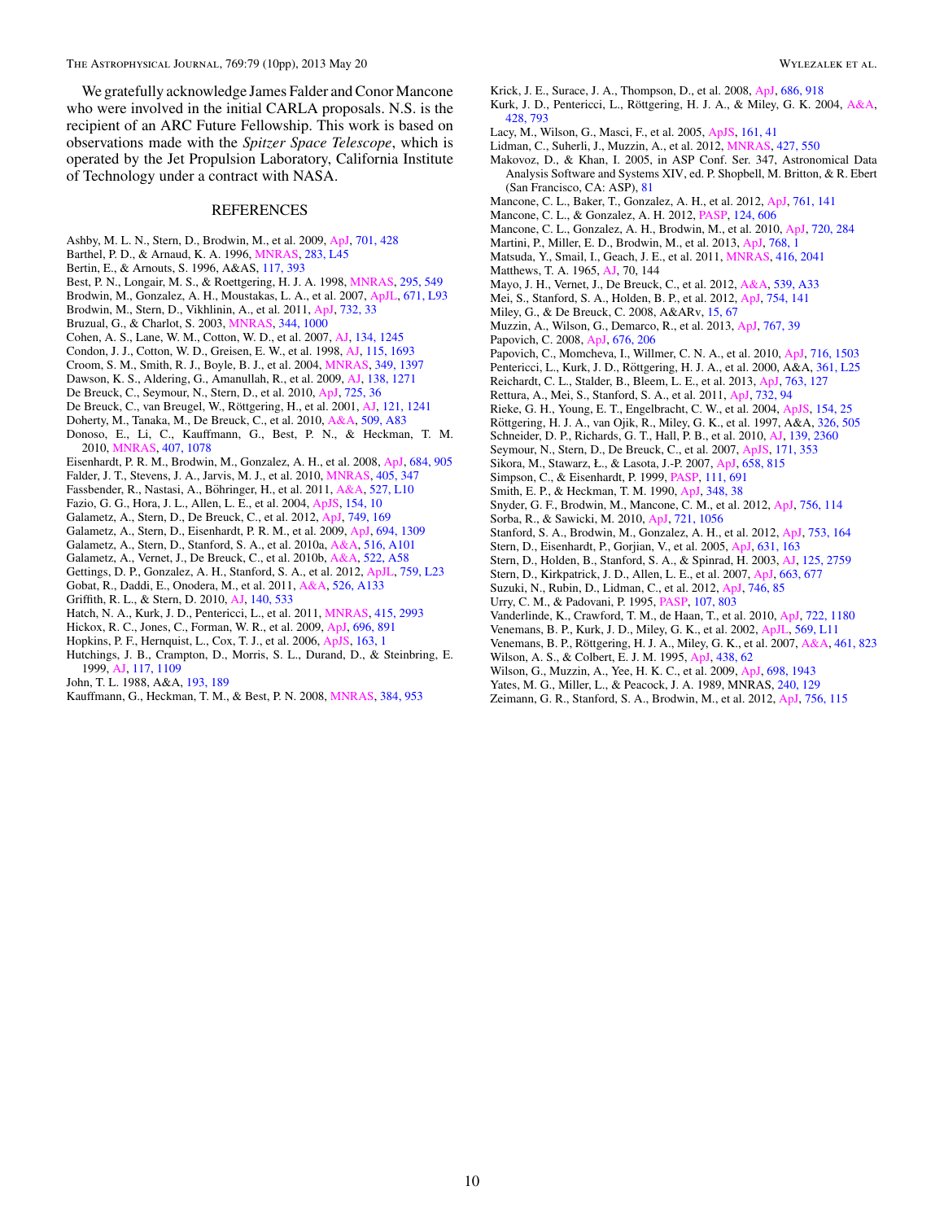We gratefully acknowledge James Falder and Conor Mancone who were involved in the initial CARLA proposals. N.S. is the recipient of an ARC Future Fellowship. This work is based on observations made with the *Spitzer Space Telescope*, which is operated by the Jet Propulsion Laboratory, California Institute of Technology under a contract with NASA.

## REFERENCES

Ashby, M. L. N., Stern, D., Brodwin, M., et al. 2009, ApJ, 701, 428
Barthel, P. D., & Arnaud, K. A. 1996, MNRAS, 283, L45
Bertin, E., & Arnouts, S. 1996, A&AS, 117, 393
Best, P. N., Longair, M. S., & Roettgering, H. J. A. 1998, MNRAS, 295, 549
Brodwin, M., Gonzalez, A. H., Moustakas, L. A., et al. 2007, ApJL, 671, L93
Brodwin, M., Stern, D., Vikhlinin, A., et al. 2011, ApJ, 732, 33
Bruzual, G., & Charlot, S. 2003, MNRAS, 344, 1000
Cohen, A. S., Lane, W. M., Cotton, W. D., et al. 2007, AJ, 134, 1245
Condon, J. J., Cotton, W. D., Greisen, E. W., et al. 1998, AJ, 115, 1693
Croom, S. M., Smith, R. J., Boyle, B. J., et al. 2004, MNRAS, 349, 1397
Dawson, K. S., Aldering, G., Amanullah, R., et al. 2009, AJ, 138, 1271
De Breuck, C., Seymour, N., Stern, D., et al. 2010, ApJ, 725, 36
De Breuck, C., van Breugel, W., Röttgering, H., et al. 2001, AJ, 121, 1241
Doherty, M., Tanaka, M., De Breuck, C., et al. 2010, A&A, 509, A83
Donoso, E., Li, C., Kauffmann, G., Best, P. N., & Heckman, T. M. 2010, MNRAS, 407, 1078
Eisenhardt, P. R. M., Brodwin, M., Gonzalez, A. H., et al. 2008, ApJ, 684, 905
Falder, J. T., Stevens, J. A., Jarvis, M. J., et al. 2010, MNRAS, 405, 347
Fassbender, R., Nastasi, A., Böhringer, H., et al. 2011, A&A, 527, L10
Fazio, G. G., Hora, J. L., Allen, L. E., et al. 2004, ApJS, 154, 10
Galametz, A., Stern, D., De Breuck, C., et al. 2012, ApJ, 749, 169
Galametz, A., Stern, D., Eisenhardt, P. R. M., et al. 2009, ApJ, 694, 1309
Galametz, A., Stern, D., Stanford, S. A., et al. 2010a, A&A, 516, A101
Galametz, A., Vernet, J., De Breuck, C., et al. 2010b, A&A, 522, A58
Gettings, D. P., Gonzalez, A. H., Stanford, S. A., et al. 2012, ApJL, 759, L23
Gobat, R., Daddi, E., Onodera, M., et al. 2011, A&A, 526, A133
Griffith, R. L., & Stern, D. 2010, AJ, 140, 533
Hatch, N. A., Kurk, J. D., Pentericci, L., et al. 2011, MNRAS, 415, 2993
Hickox, R. C., Jones, C., Forman, W. R., et al. 2009, ApJ, 696, 891
Hopkins, P. F., Hernquist, L., Cox, T. J., et al. 2006, ApJS, 163, 1
Hutchings, J. B., Crampton, D., Morris, S. L., Durand, D., & Steinbring, E. 1999, AJ, 117, 1109
John, T. L. 1988, A&A, 193, 189
Kauffmann, G., Heckman, T. M., & Best, P. N. 2008, MNRAS, 384, 953
Krick, J. E., Surace, J. A., Thompson, D., et al. 2008, ApJ, 686, 918
Kurk, J. D., Pentericci, L., Röttgering, H. J. A., & Miley, G. K. 2004, A&A, 428, 793
Lacy, M., Wilson, G., Masci, F., et al. 2005, ApJS, 161, 41
Lidman, C., Suherli, J., Muzzin, A., et al. 2012, MNRAS, 427, 550
Makovoz, D., & Khan, I. 2005, in ASP Conf. Ser. 347, Astronomical Data Analysis Software and Systems XIV, ed. P. Shopbell, M. Britton, & R. Ebert (San Francisco, CA: ASP), 81
Mancone, C. L., Baker, T., Gonzalez, A. H., et al. 2012, ApJ, 761, 141
Mancone, C. L., & Gonzalez, A. H. 2012, PASP, 124, 606
Mancone, C. L., Gonzalez, A. H., Brodwin, M., et al. 2010, ApJ, 720, 284
Martini, P., Miller, E. D., Brodwin, M., et al. 2013, ApJ, 768, 1
Matsuda, Y., Smail, I., Geach, J. E., et al. 2011, MNRAS, 416, 2041
Matthews, T. A. 1965, AJ, 70, 144
Mayo, J. H., Vernet, J., De Breuck, C., et al. 2012, A&A, 539, A33
Mei, S., Stanford, S. A., Holden, B. P., et al. 2012, ApJ, 754, 141
Miley, G., & De Breuck, C. 2008, A&ARv, 15, 67
Muzzin, A., Wilson, G., Demarco, R., et al. 2013, ApJ, 767, 39
Papovich, C. 2008, ApJ, 676, 206
Papovich, C., Momcheva, I., Willmer, C. N. A., et al. 2010, ApJ, 716, 1503
Pentericci, L., Kurk, J. D., Röttgering, H. J. A., et al. 2000, A&A, 361, L25
Reichardt, C. L., Stalder, B., Bleem, L. E., et al. 2013, ApJ, 763, 127
Rettura, A., Mei, S., Stanford, S. A., et al. 2011, ApJ, 732, 94
Rieke, G. H., Young, E. T., Engelbracht, C. W., et al. 2004, ApJS, 154, 25
Röttgering, H. J. A., van Ojik, R., Miley, G. K., et al. 1997, A&A, 326, 505
Schneider, D. P., Richards, G. T., Hall, P. B., et al. 2010, AJ, 139, 2360
Seymour, N., Stern, D., De Breuck, C., et al. 2007, ApJS, 171, 353
Sikora, M., Stawarz, Ł., & Lasota, J.-P. 2007, ApJ, 658, 815
Simpson, C., & Eisenhardt, P. 1999, PASP, 111, 691
Smith, E. P., & Heckman, T. M. 1990, ApJ, 348, 38
Snyder, G. F., Brodwin, M., Mancone, C. M., et al. 2012, ApJ, 756, 114
Sorba, R., & Sawicki, M. 2010, ApJ, 721, 1056
Stanford, S. A., Brodwin, M., Gonzalez, A. H., et al. 2012, ApJ, 753, 164
Stern, D., Eisenhardt, P., Gorjian, V., et al. 2005, ApJ, 631, 163
Stern, D., Holden, B., Stanford, S. A., & Spinrad, H. 2003, AJ, 125, 2759
Stern, D., Kirkpatrick, J. D., Allen, L. E., et al. 2007, ApJ, 663, 677
Suzuki, N., Rubin, D., Lidman, C., et al. 2012, ApJ, 746, 85
Urry, C. M., & Padovani, P. 1995, PASP, 107, 803
Vanderlinde, K., Crawford, T. M., de Haan, T., et al. 2010, ApJ, 722, 1180
Venemans, B. P., Kurk, J. D., Miley, G. K., et al. 2002, ApJL, 569, L11
Venemans, B. P., Röttgering, H. J. A., Miley, G. K., et al. 2007, A&A, 461, 823
Wilson, A. S., & Colbert, E. J. M. 1995, ApJ, 438, 62
Wilson, G., Muzzin, A., Yee, H. K. C., et al. 2009, ApJ, 698, 1943
Yates, M. G., Miller, L., & Peacock, J. A. 1989, MNRAS, 240, 129
Zeimann, G. R., Stanford, S. A., Brodwin, M., et al. 2012, ApJ, 756, 115